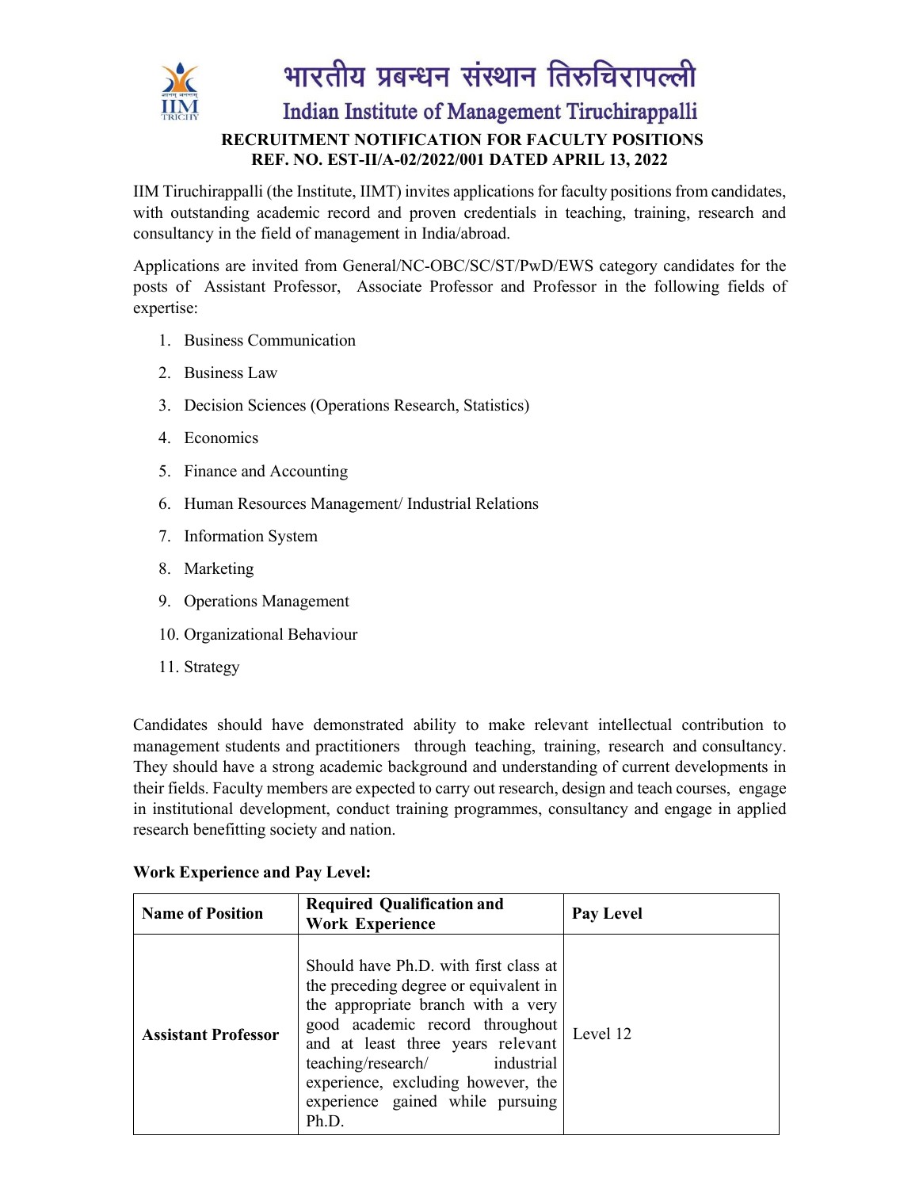# भारतीय प्रबन्धन संस्थान तिरुचिरापल्ली

## Indian Institute of Management Tiruchirappalli

**RECRUITMENT NOTIFICATION FOR FACULTY POSITIONS**
**REF. NO. EST-II/A-02/2022/001 DATED APRIL 13, 2022**

IIM Tiruchirappalli (the Institute, IIMT) invites applications for faculty positions from candidates, with outstanding academic record and proven credentials in teaching, training, research and consultancy in the field of management in India/abroad.

Applications are invited from General/NC-OBC/SC/ST/PwD/EWS category candidates for the posts of Assistant Professor, Associate Professor and Professor in the following fields of expertise:

1. Business Communication
2. Business Law
3. Decision Sciences (Operations Research, Statistics)
4. Economics
5. Finance and Accounting
6. Human Resources Management/ Industrial Relations
7. Information System
8. Marketing
9. Operations Management
10. Organizational Behaviour
11. Strategy

Candidates should have demonstrated ability to make relevant intellectual contribution to management students and practitioners through teaching, training, research and consultancy. They should have a strong academic background and understanding of current developments in their fields. Faculty members are expected to carry out research, design and teach courses, engage in institutional development, conduct training programmes, consultancy and engage in applied research benefitting society and nation.

**Work Experience and Pay Level:**

| Name of Position | Required Qualification and Work Experience | Pay Level |
|---|---|---|
| **Assistant Professor** | Should have Ph.D. with first class at the preceding degree or equivalent in the appropriate branch with a very good academic record throughout and at least three years relevant teaching/research/ industrial experience, excluding however, the experience gained while pursuing Ph.D. | Level 12 |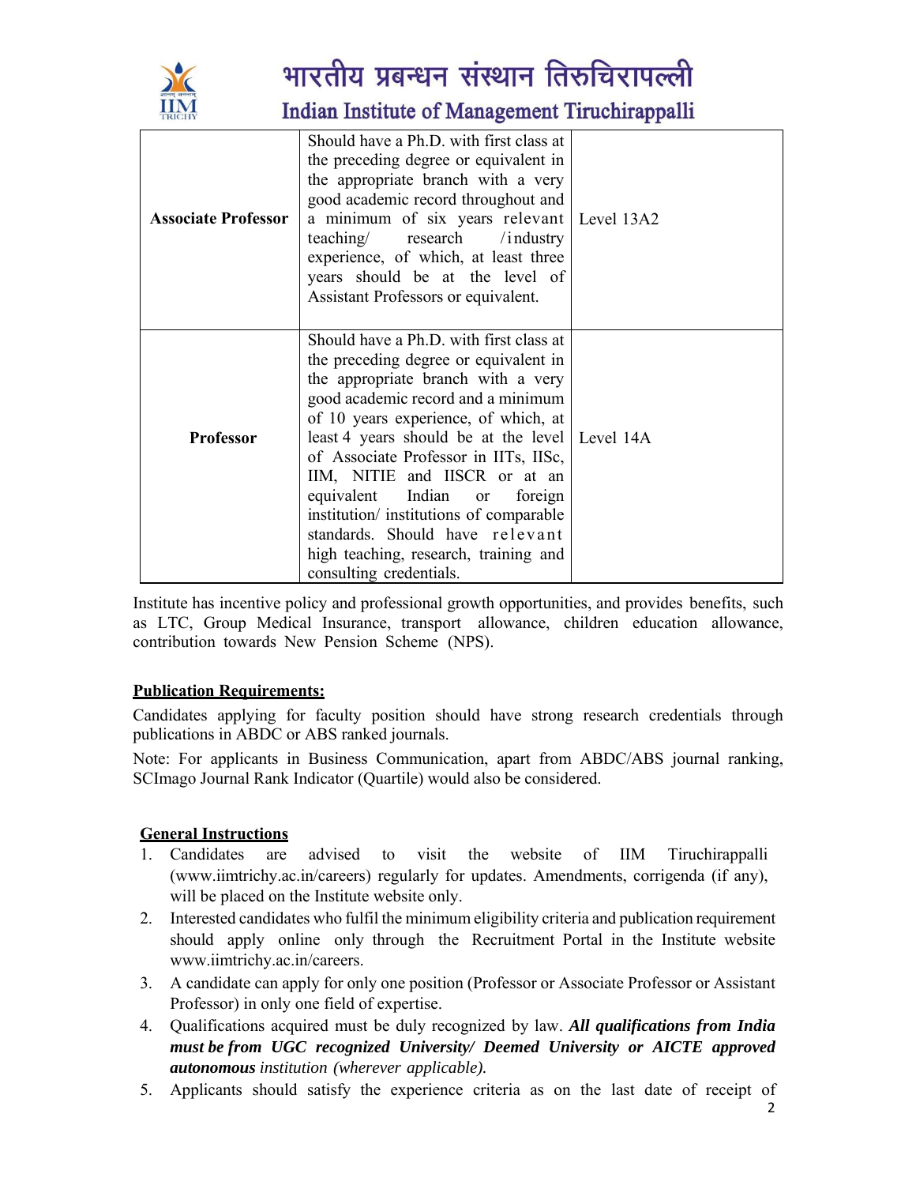| | | |
|---|---|---|
| **Associate Professor** | Should have a Ph.D. with first class at the preceding degree or equivalent in the appropriate branch with a very good academic record throughout and a minimum of six years relevant teaching/ research /industry experience, of which, at least three years should be at the level of Assistant Professors or equivalent. | Level 13A2 |
| **Professor** | Should have a Ph.D. with first class at the preceding degree or equivalent in the appropriate branch with a very good academic record and a minimum of 10 years experience, of which, at least 4 years should be at the level of Associate Professor in IITs, IISc, IIM, NITIE and IISCR or at an equivalent Indian or foreign institution/ institutions of comparable standards. Should have relevant high teaching, research, training and consulting credentials. | Level 14A |

Institute has incentive policy and professional growth opportunities, and provides benefits, such as LTC, Group Medical Insurance, transport allowance, children education allowance, contribution towards New Pension Scheme (NPS).

**Publication Requirements:**

Candidates applying for faculty position should have strong research credentials through publications in ABDC or ABS ranked journals.

Note: For applicants in Business Communication, apart from ABDC/ABS journal ranking, SCImago Journal Rank Indicator (Quartile) would also be considered.

**General Instructions**

1. Candidates are advised to visit the website of IIM Tiruchirappalli (www.iimtrichy.ac.in/careers) regularly for updates. Amendments, corrigenda (if any), will be placed on the Institute website only.
2. Interested candidates who fulfil the minimum eligibility criteria and publication requirement should apply online only through the Recruitment Portal in the Institute website www.iimtrichy.ac.in/careers.
3. A candidate can apply for only one position (Professor or Associate Professor or Assistant Professor) in only one field of expertise.
4. Qualifications acquired must be duly recognized by law. ***All qualifications from India must be from UGC recognized University/ Deemed University or AICTE approved autonomous*** *institution (wherever applicable).*
5. Applicants should satisfy the experience criteria as on the last date of receipt of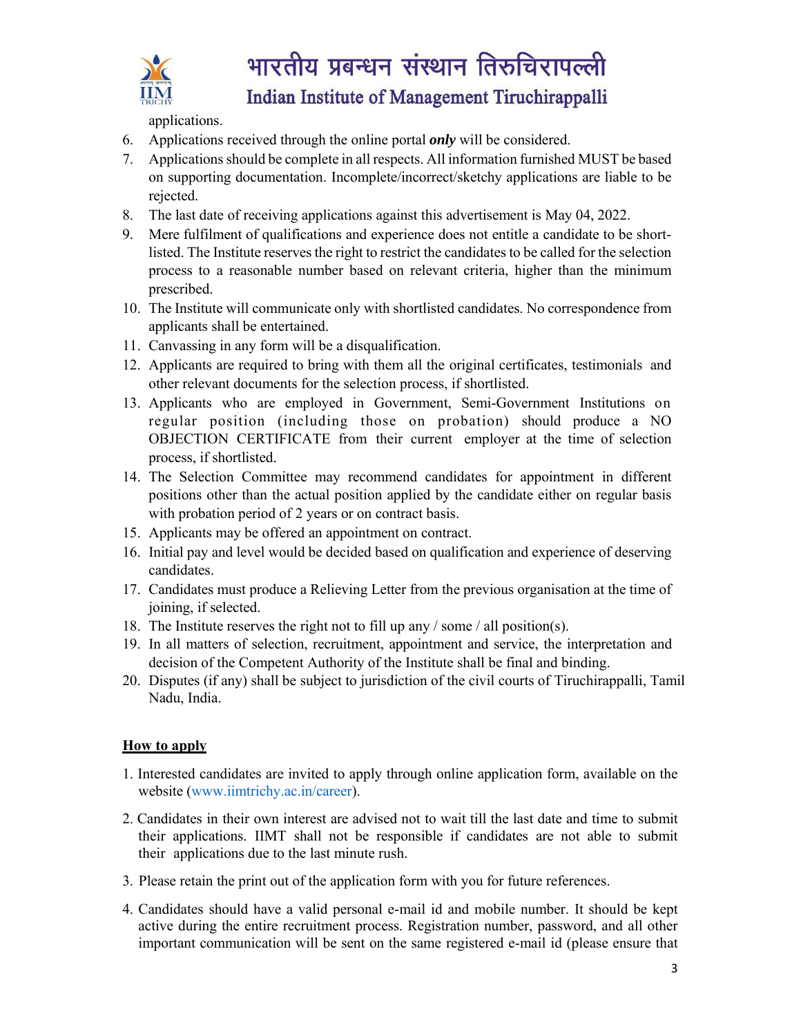applications.

6. Applications received through the online portal ***only*** will be considered.
7. Applications should be complete in all respects. All information furnished MUST be based on supporting documentation. Incomplete/incorrect/sketchy applications are liable to be rejected.
8. The last date of receiving applications against this advertisement is May 04, 2022.
9. Mere fulfilment of qualifications and experience does not entitle a candidate to be short-listed. The Institute reserves the right to restrict the candidates to be called for the selection process to a reasonable number based on relevant criteria, higher than the minimum prescribed.
10. The Institute will communicate only with shortlisted candidates. No correspondence from applicants shall be entertained.
11. Canvassing in any form will be a disqualification.
12. Applicants are required to bring with them all the original certificates, testimonials and other relevant documents for the selection process, if shortlisted.
13. Applicants who are employed in Government, Semi-Government Institutions on regular position (including those on probation) should produce a NO OBJECTION CERTIFICATE from their current employer at the time of selection process, if shortlisted.
14. The Selection Committee may recommend candidates for appointment in different positions other than the actual position applied by the candidate either on regular basis with probation period of 2 years or on contract basis.
15. Applicants may be offered an appointment on contract.
16. Initial pay and level would be decided based on qualification and experience of deserving candidates.
17. Candidates must produce a Relieving Letter from the previous organisation at the time of joining, if selected.
18. The Institute reserves the right not to fill up any / some / all position(s).
19. In all matters of selection, recruitment, appointment and service, the interpretation and decision of the Competent Authority of the Institute shall be final and binding.
20. Disputes (if any) shall be subject to jurisdiction of the civil courts of Tiruchirappalli, Tamil Nadu, India.

**<u>How to apply</u>**

1. Interested candidates are invited to apply through online application form, available on the website (www.iimtrichy.ac.in/career).
2. Candidates in their own interest are advised not to wait till the last date and time to submit their applications. IIMT shall not be responsible if candidates are not able to submit their applications due to the last minute rush.
3. Please retain the print out of the application form with you for future references.
4. Candidates should have a valid personal e-mail id and mobile number. It should be kept active during the entire recruitment process. Registration number, password, and all other important communication will be sent on the same registered e-mail id (please ensure that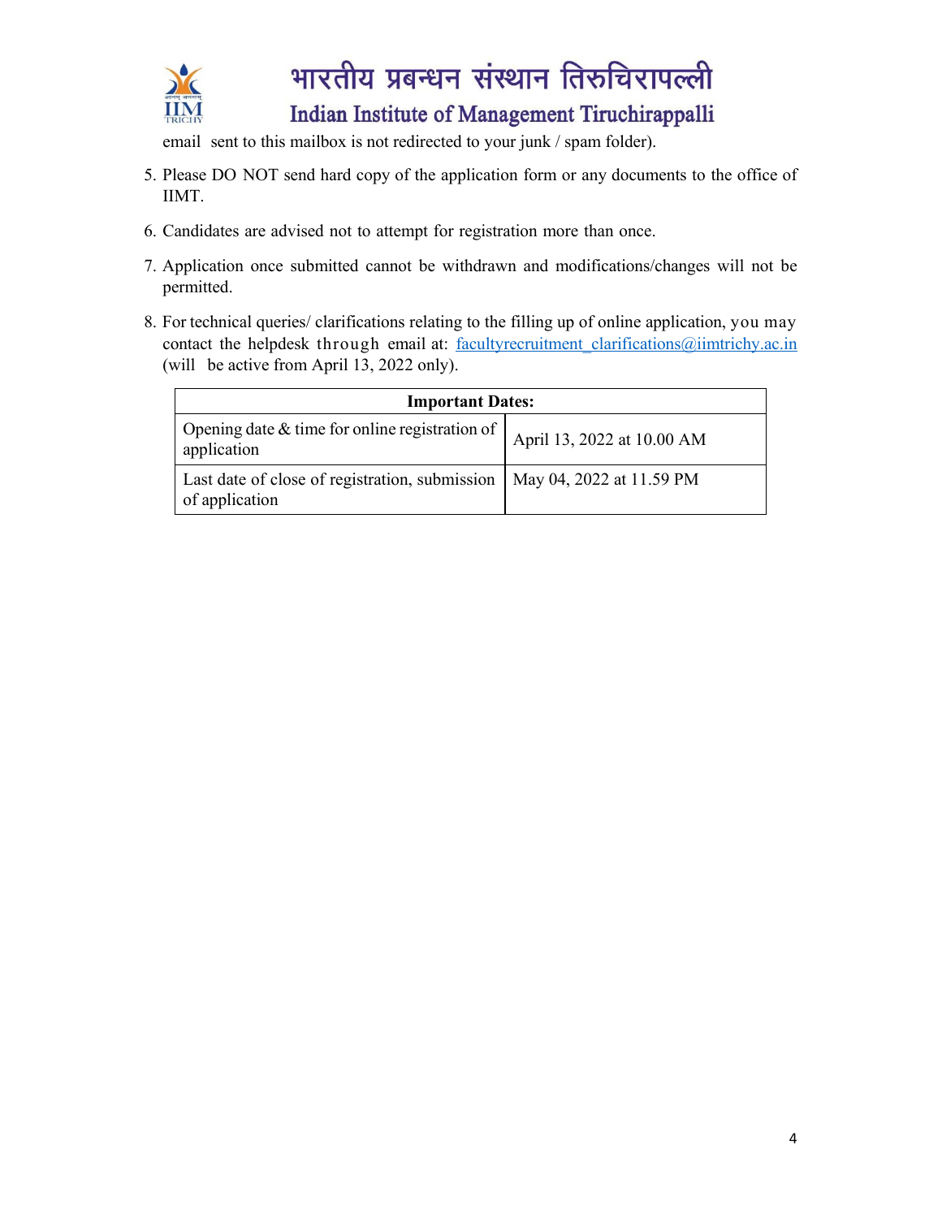email sent to this mailbox is not redirected to your junk / spam folder).

5. Please DO NOT send hard copy of the application form or any documents to the office of IIMT.

6. Candidates are advised not to attempt for registration more than once.

7. Application once submitted cannot be withdrawn and modifications/changes will not be permitted.

8. For technical queries/ clarifications relating to the filling up of online application, you may contact the helpdesk through email at: facultyrecruitment_clarifications@iimtrichy.ac.in (will be active from April 13, 2022 only).

| **Important Dates:** | |
|---|---|
| Opening date & time for online registration of application | April 13, 2022 at 10.00 AM |
| Last date of close of registration, submission of application | May 04, 2022 at 11.59 PM |